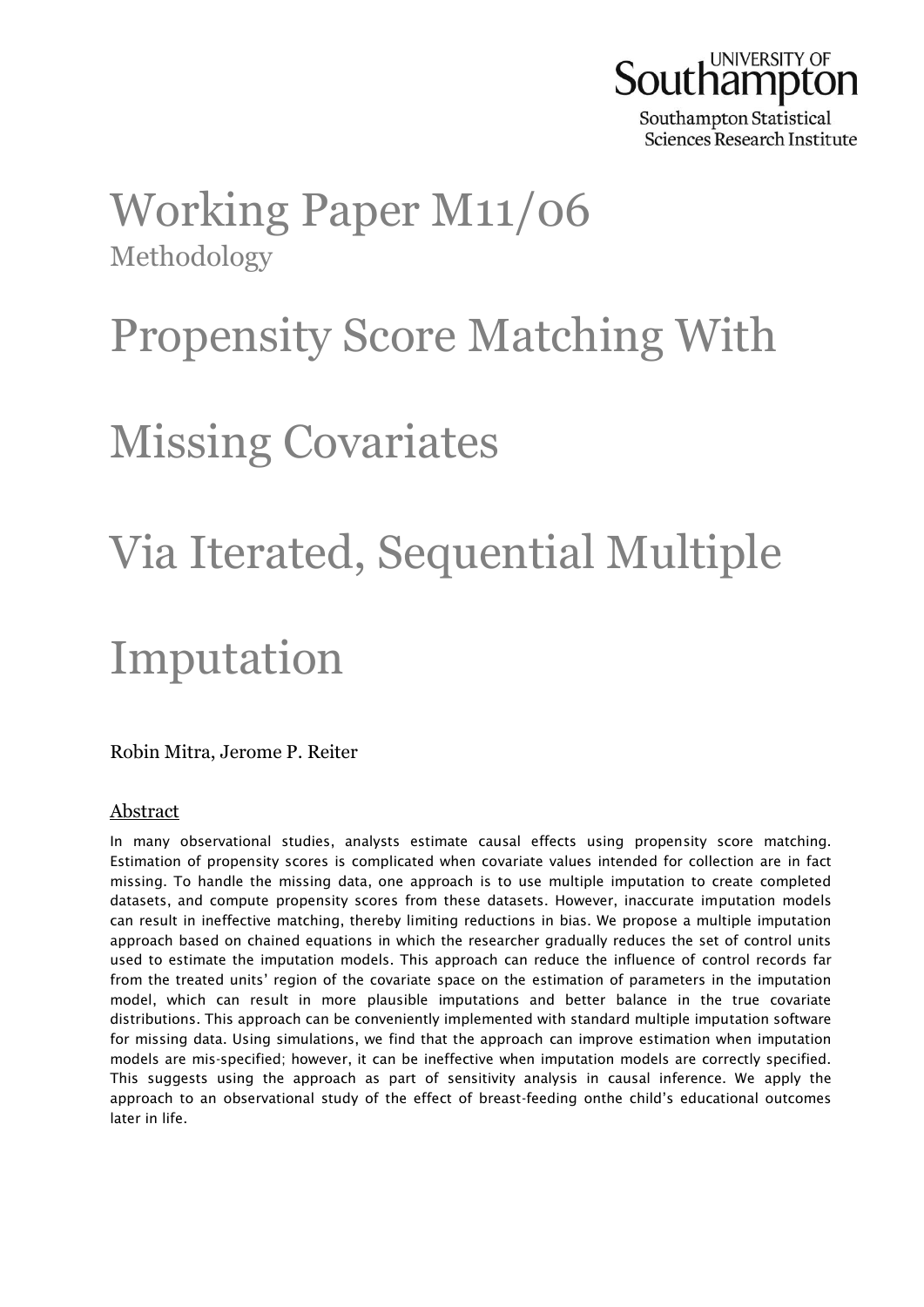UNIVERSITY OF Southampton

Southampton Statistical Sciences Research Institute

# Working Paper M11/06

Methodology

# Propensity Score Matching With Missing Covariates Via Iterated, Sequential Multiple Imputation

Robin Mitra, Jerome P. Reiter

## Abstract

In many observational studies, analysts estimate causal effects using propensity score matching. Estimation of propensity scores is complicated when covariate values intended for collection are in fact missing. To handle the missing data, one approach is to use multiple imputation to create completed datasets, and compute propensity scores from these datasets. However, inaccurate imputation models can result in ineffective matching, thereby limiting reductions in bias. We propose a multiple imputation approach based on chained equations in which the researcher gradually reduces the set of control units used to estimate the imputation models. This approach can reduce the influence of control records far from the treated units' region of the covariate space on the estimation of parameters in the imputation model, which can result in more plausible imputations and better balance in the true covariate distributions. This approach can be conveniently implemented with standard multiple imputation software for missing data. Using simulations, we find that the approach can improve estimation when imputation models are mis-specified; however, it can be ineffective when imputation models are correctly specified. This suggests using the approach as part of sensitivity analysis in causal inference. We apply the approach to an observational study of the effect of breast-feeding onthe child's educational outcomes later in life.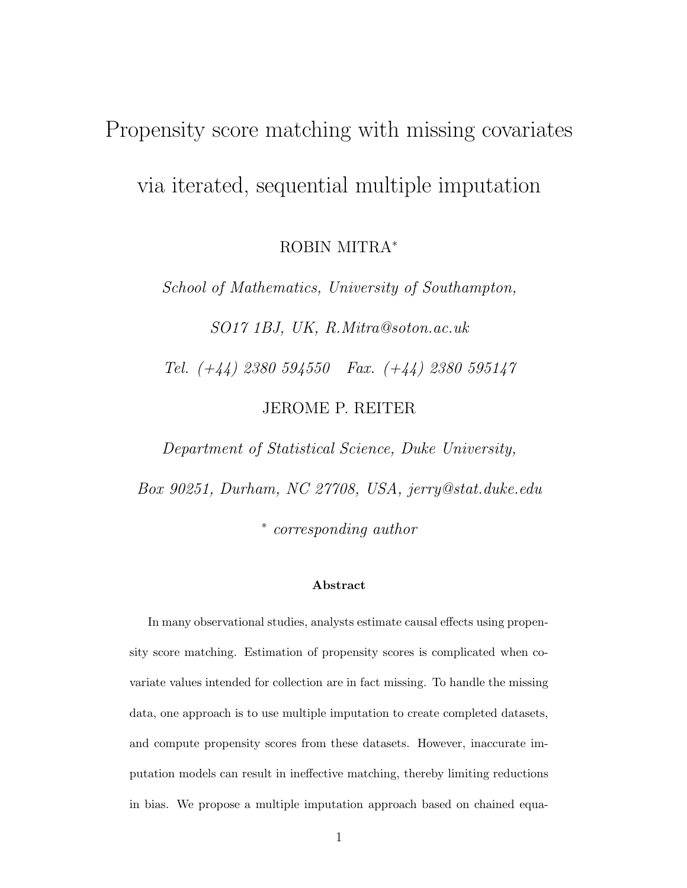# Propensity score matching with missing covariates via iterated, sequential multiple imputation

ROBIN MITRA*

*School of Mathematics, University of Southampton,*

*SO17 1BJ, UK, R.Mitra@soton.ac.uk*

*Tel. (+44) 2380 594550 Fax. (+44) 2380 595147*

JEROME P. REITER

*Department of Statistical Science, Duke University,*

*Box 90251, Durham, NC 27708, USA, jerry@stat.duke.edu*

\* *corresponding author*

**Abstract**

In many observational studies, analysts estimate causal effects using propensity score matching. Estimation of propensity scores is complicated when covariate values intended for collection are in fact missing. To handle the missing data, one approach is to use multiple imputation to create completed datasets, and compute propensity scores from these datasets. However, inaccurate imputation models can result in ineffective matching, thereby limiting reductions in bias. We propose a multiple imputation approach based on chained equa-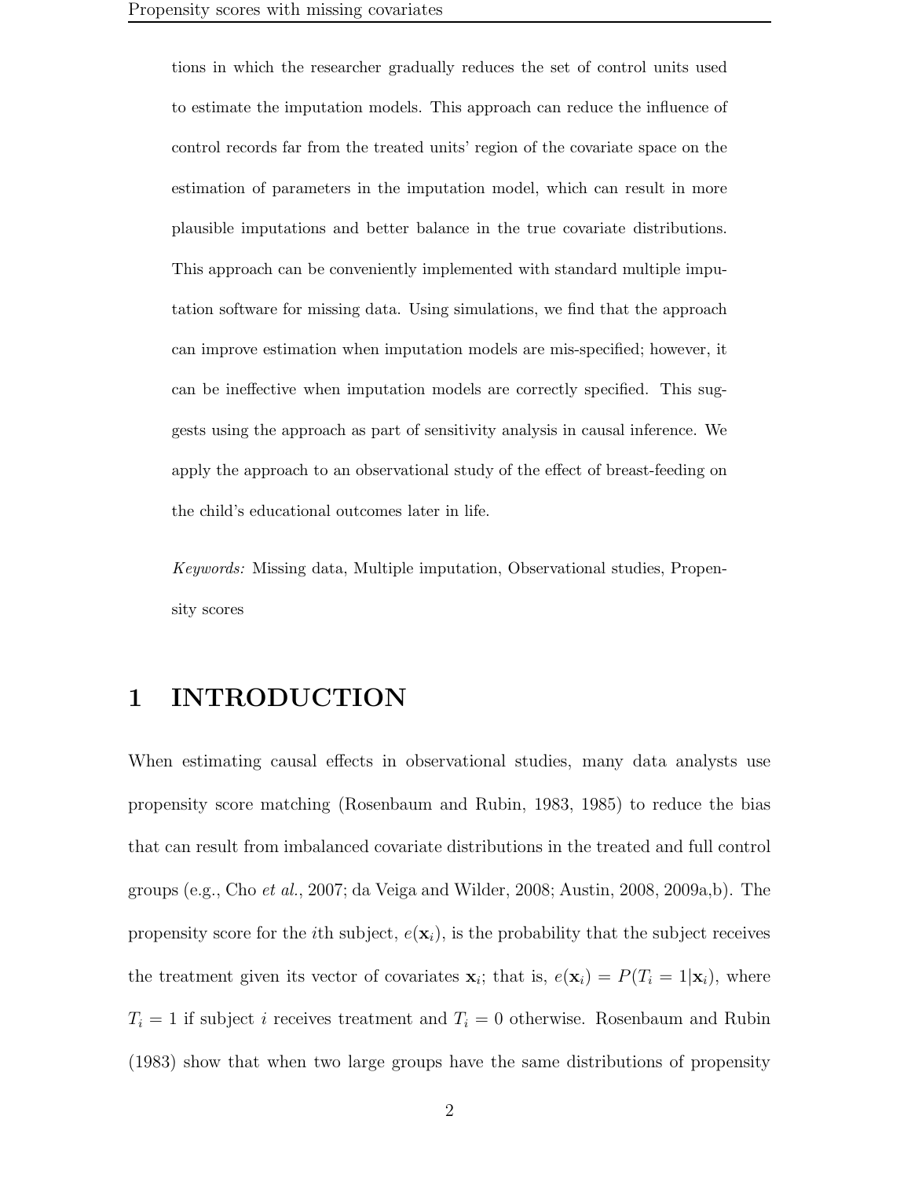tions in which the researcher gradually reduces the set of control units used to estimate the imputation models. This approach can reduce the influence of control records far from the treated units' region of the covariate space on the estimation of parameters in the imputation model, which can result in more plausible imputations and better balance in the true covariate distributions. This approach can be conveniently implemented with standard multiple imputation software for missing data. Using simulations, we find that the approach can improve estimation when imputation models are mis-specified; however, it can be ineffective when imputation models are correctly specified. This suggests using the approach as part of sensitivity analysis in causal inference. We apply the approach to an observational study of the effect of breast-feeding on the child's educational outcomes later in life.

*Keywords:* Missing data, Multiple imputation, Observational studies, Propensity scores

# 1 INTRODUCTION

When estimating causal effects in observational studies, many data analysts use propensity score matching (Rosenbaum and Rubin, 1983, 1985) to reduce the bias that can result from imbalanced covariate distributions in the treated and full control groups (e.g., Cho *et al.*, 2007; da Veiga and Wilder, 2008; Austin, 2008, 2009a,b). The propensity score for the $i$th subject, $e(\mathbf{x}_i)$, is the probability that the subject receives the treatment given its vector of covariates $\mathbf{x}_i$; that is, $e(\mathbf{x}_i) = P(T_i = 1|\mathbf{x}_i)$, where $T_i = 1$ if subject $i$ receives treatment and $T_i = 0$ otherwise. Rosenbaum and Rubin (1983) show that when two large groups have the same distributions of propensity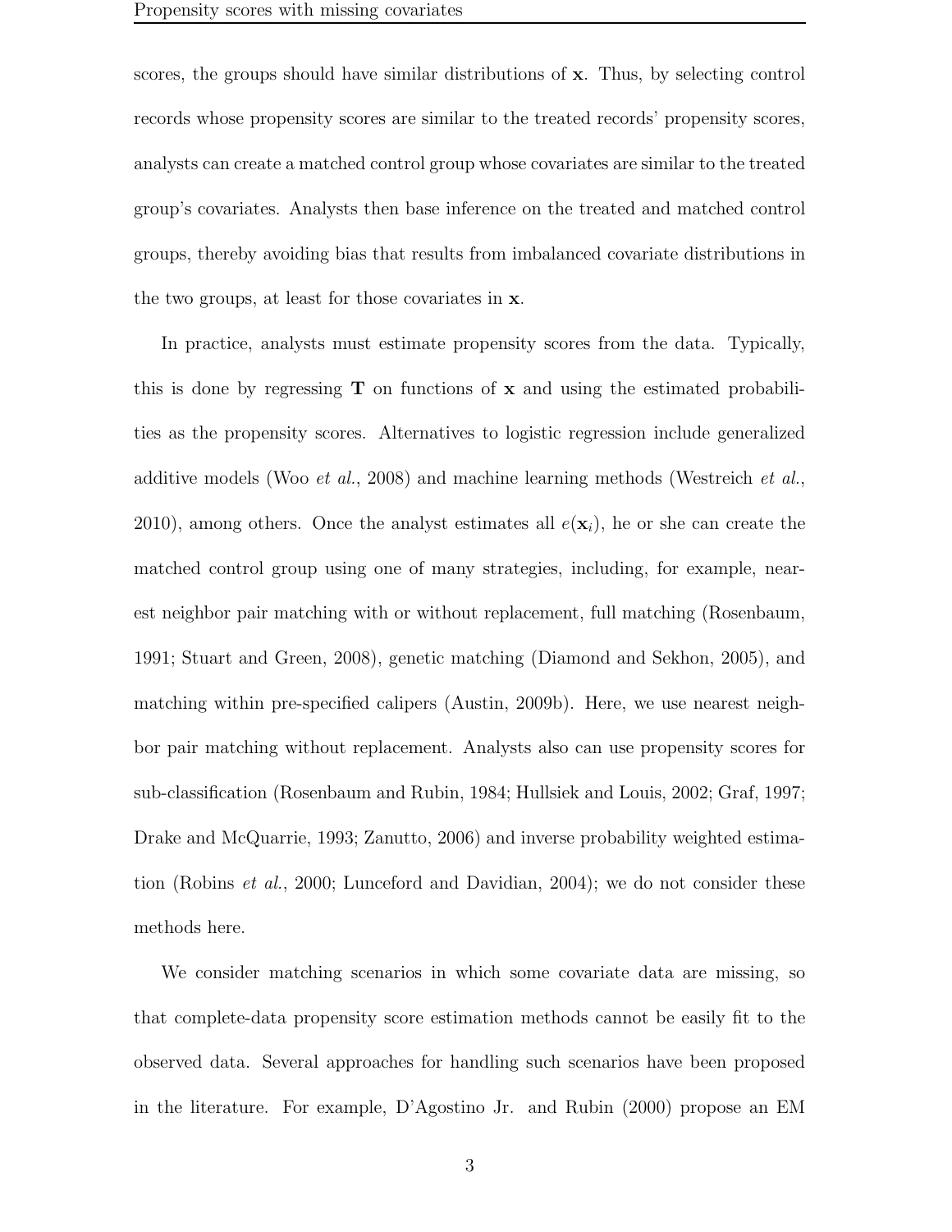scores, the groups should have similar distributions of $\mathbf{x}$. Thus, by selecting control records whose propensity scores are similar to the treated records' propensity scores, analysts can create a matched control group whose covariates are similar to the treated group's covariates. Analysts then base inference on the treated and matched control groups, thereby avoiding bias that results from imbalanced covariate distributions in the two groups, at least for those covariates in $\mathbf{x}$.

In practice, analysts must estimate propensity scores from the data. Typically, this is done by regressing $\mathbf{T}$ on functions of $\mathbf{x}$ and using the estimated probabilities as the propensity scores. Alternatives to logistic regression include generalized additive models (Woo *et al.*, 2008) and machine learning methods (Westreich *et al.*, 2010), among others. Once the analyst estimates all $e(\mathbf{x}_i)$, he or she can create the matched control group using one of many strategies, including, for example, nearest neighbor pair matching with or without replacement, full matching (Rosenbaum, 1991; Stuart and Green, 2008), genetic matching (Diamond and Sekhon, 2005), and matching within pre-specified calipers (Austin, 2009b). Here, we use nearest neighbor pair matching without replacement. Analysts also can use propensity scores for sub-classification (Rosenbaum and Rubin, 1984; Hullsiek and Louis, 2002; Graf, 1997; Drake and McQuarrie, 1993; Zanutto, 2006) and inverse probability weighted estimation (Robins *et al.*, 2000; Lunceford and Davidian, 2004); we do not consider these methods here.

We consider matching scenarios in which some covariate data are missing, so that complete-data propensity score estimation methods cannot be easily fit to the observed data. Several approaches for handling such scenarios have been proposed in the literature. For example, D'Agostino Jr. and Rubin (2000) propose an EM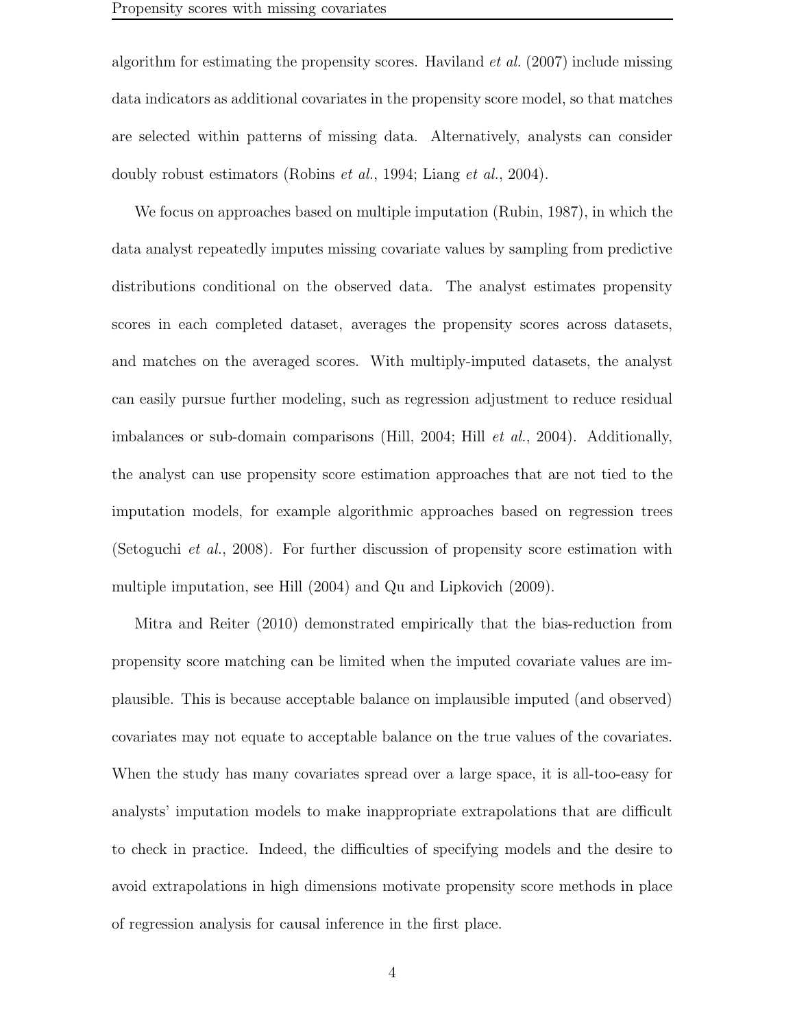algorithm for estimating the propensity scores. Haviland *et al.* (2007) include missing data indicators as additional covariates in the propensity score model, so that matches are selected within patterns of missing data. Alternatively, analysts can consider doubly robust estimators (Robins *et al.*, 1994; Liang *et al.*, 2004).

We focus on approaches based on multiple imputation (Rubin, 1987), in which the data analyst repeatedly imputes missing covariate values by sampling from predictive distributions conditional on the observed data. The analyst estimates propensity scores in each completed dataset, averages the propensity scores across datasets, and matches on the averaged scores. With multiply-imputed datasets, the analyst can easily pursue further modeling, such as regression adjustment to reduce residual imbalances or sub-domain comparisons (Hill, 2004; Hill *et al.*, 2004). Additionally, the analyst can use propensity score estimation approaches that are not tied to the imputation models, for example algorithmic approaches based on regression trees (Setoguchi *et al.*, 2008). For further discussion of propensity score estimation with multiple imputation, see Hill (2004) and Qu and Lipkovich (2009).

Mitra and Reiter (2010) demonstrated empirically that the bias-reduction from propensity score matching can be limited when the imputed covariate values are implausible. This is because acceptable balance on implausible imputed (and observed) covariates may not equate to acceptable balance on the true values of the covariates. When the study has many covariates spread over a large space, it is all-too-easy for analysts' imputation models to make inappropriate extrapolations that are difficult to check in practice. Indeed, the difficulties of specifying models and the desire to avoid extrapolations in high dimensions motivate propensity score methods in place of regression analysis for causal inference in the first place.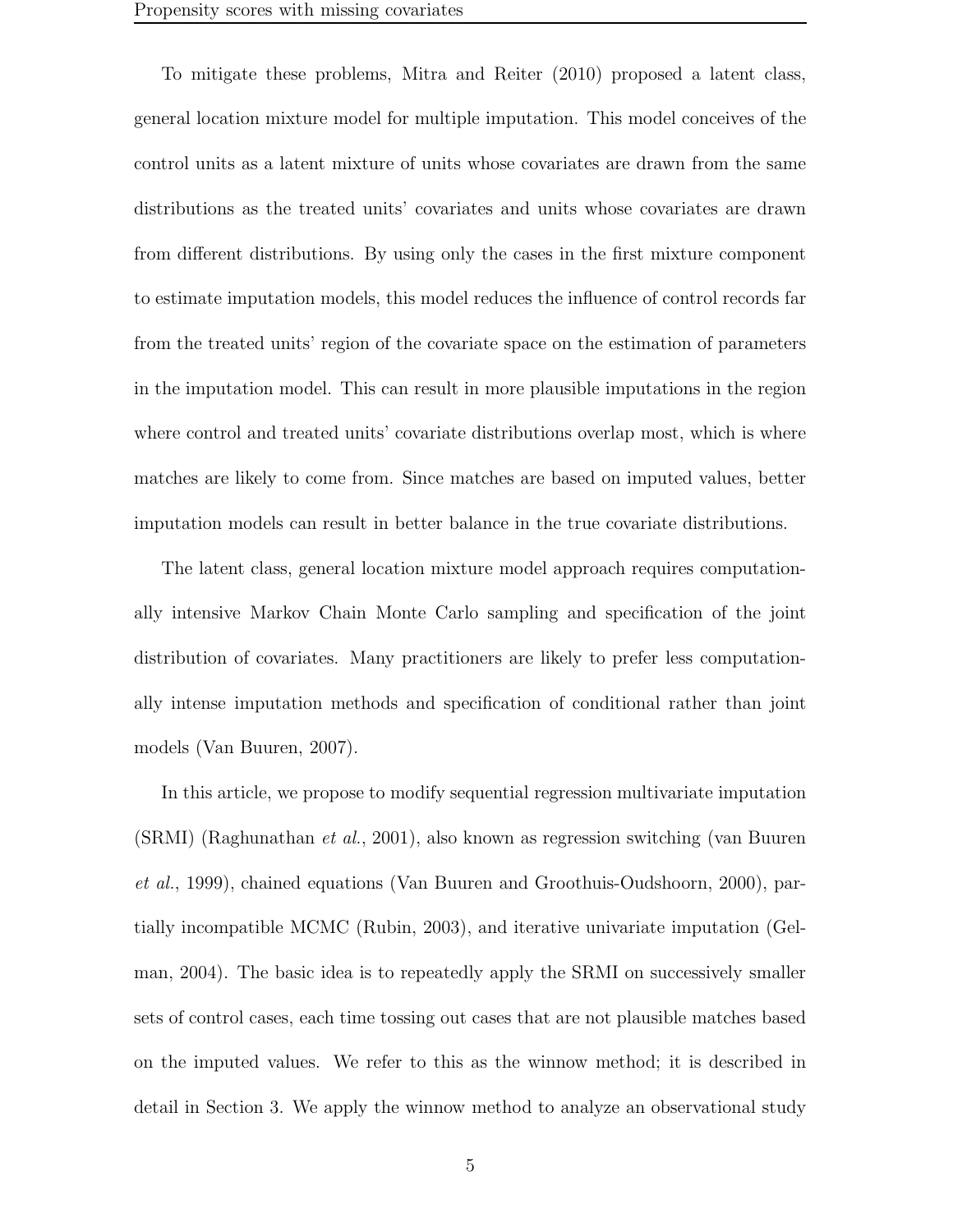To mitigate these problems, Mitra and Reiter (2010) proposed a latent class, general location mixture model for multiple imputation. This model conceives of the control units as a latent mixture of units whose covariates are drawn from the same distributions as the treated units' covariates and units whose covariates are drawn from different distributions. By using only the cases in the first mixture component to estimate imputation models, this model reduces the influence of control records far from the treated units' region of the covariate space on the estimation of parameters in the imputation model. This can result in more plausible imputations in the region where control and treated units' covariate distributions overlap most, which is where matches are likely to come from. Since matches are based on imputed values, better imputation models can result in better balance in the true covariate distributions.

The latent class, general location mixture model approach requires computationally intensive Markov Chain Monte Carlo sampling and specification of the joint distribution of covariates. Many practitioners are likely to prefer less computationally intense imputation methods and specification of conditional rather than joint models (Van Buuren, 2007).

In this article, we propose to modify sequential regression multivariate imputation (SRMI) (Raghunathan *et al.*, 2001), also known as regression switching (van Buuren *et al.*, 1999), chained equations (Van Buuren and Groothuis-Oudshoorn, 2000), partially incompatible MCMC (Rubin, 2003), and iterative univariate imputation (Gelman, 2004). The basic idea is to repeatedly apply the SRMI on successively smaller sets of control cases, each time tossing out cases that are not plausible matches based on the imputed values. We refer to this as the winnow method; it is described in detail in Section 3. We apply the winnow method to analyze an observational study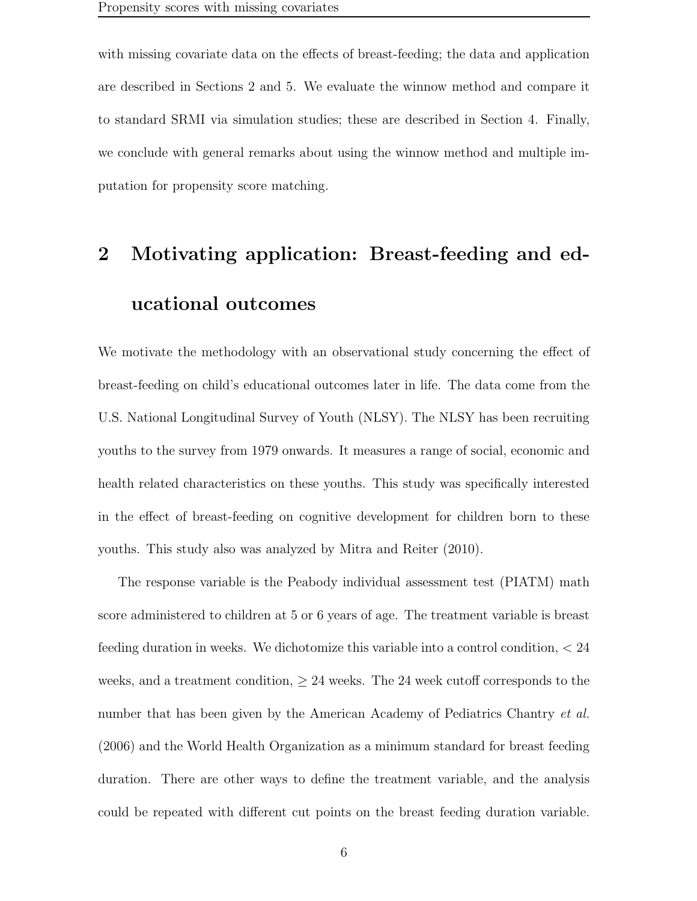with missing covariate data on the effects of breast-feeding; the data and application are described in Sections 2 and 5. We evaluate the winnow method and compare it to standard SRMI via simulation studies; these are described in Section 4. Finally, we conclude with general remarks about using the winnow method and multiple imputation for propensity score matching.

## 2 Motivating application: Breast-feeding and educational outcomes

We motivate the methodology with an observational study concerning the effect of breast-feeding on child's educational outcomes later in life. The data come from the U.S. National Longitudinal Survey of Youth (NLSY). The NLSY has been recruiting youths to the survey from 1979 onwards. It measures a range of social, economic and health related characteristics on these youths. This study was specifically interested in the effect of breast-feeding on cognitive development for children born to these youths. This study also was analyzed by Mitra and Reiter (2010).

The response variable is the Peabody individual assessment test (PIATM) math score administered to children at 5 or 6 years of age. The treatment variable is breast feeding duration in weeks. We dichotomize this variable into a control condition, $< 24$ weeks, and a treatment condition, $\geq 24$ weeks. The 24 week cutoff corresponds to the number that has been given by the American Academy of Pediatrics Chantry *et al.* (2006) and the World Health Organization as a minimum standard for breast feeding duration. There are other ways to define the treatment variable, and the analysis could be repeated with different cut points on the breast feeding duration variable.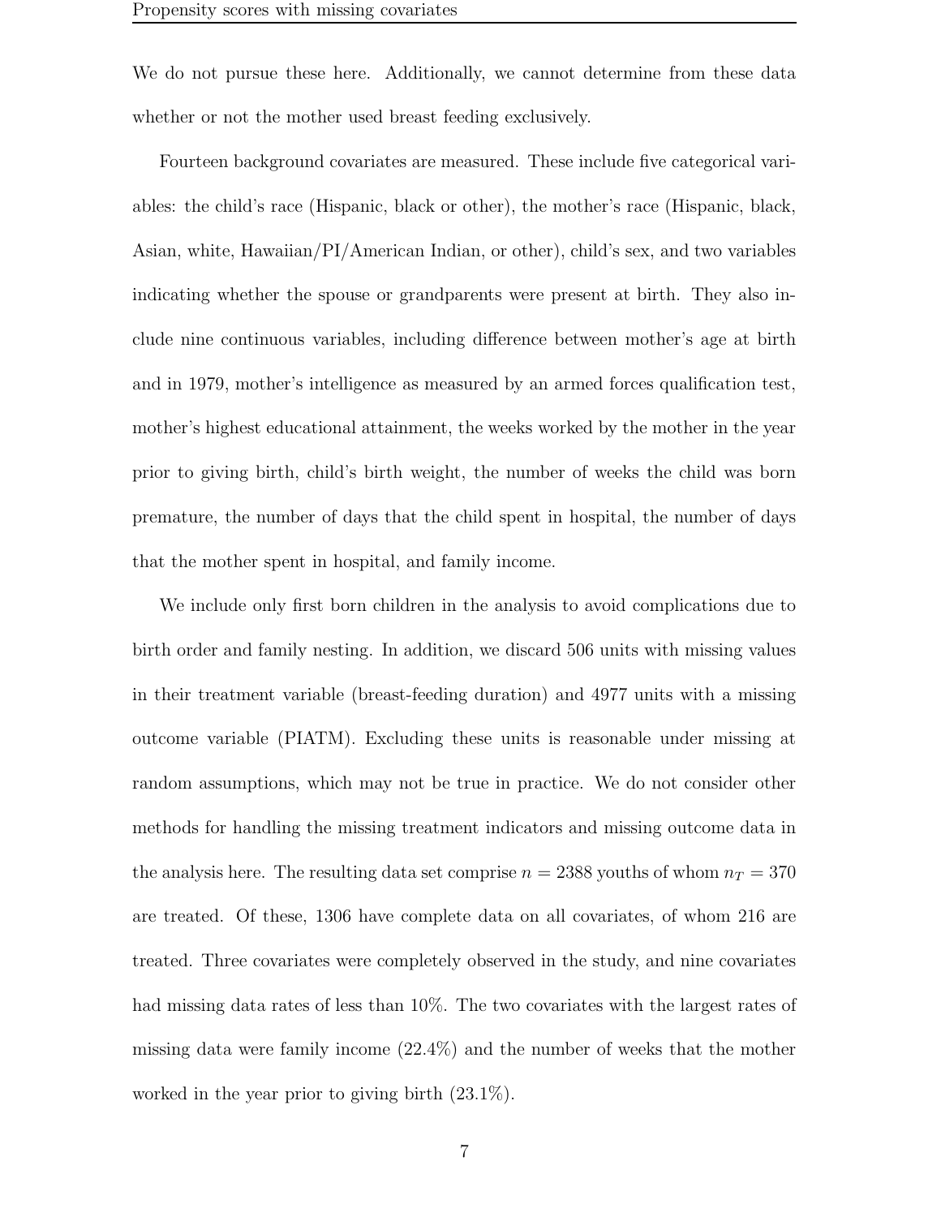We do not pursue these here. Additionally, we cannot determine from these data whether or not the mother used breast feeding exclusively.

Fourteen background covariates are measured. These include five categorical variables: the child's race (Hispanic, black or other), the mother's race (Hispanic, black, Asian, white, Hawaiian/PI/American Indian, or other), child's sex, and two variables indicating whether the spouse or grandparents were present at birth. They also include nine continuous variables, including difference between mother's age at birth and in 1979, mother's intelligence as measured by an armed forces qualification test, mother's highest educational attainment, the weeks worked by the mother in the year prior to giving birth, child's birth weight, the number of weeks the child was born premature, the number of days that the child spent in hospital, the number of days that the mother spent in hospital, and family income.

We include only first born children in the analysis to avoid complications due to birth order and family nesting. In addition, we discard 506 units with missing values in their treatment variable (breast-feeding duration) and 4977 units with a missing outcome variable (PIATM). Excluding these units is reasonable under missing at random assumptions, which may not be true in practice. We do not consider other methods for handling the missing treatment indicators and missing outcome data in the analysis here. The resulting data set comprise $n = 2388$ youths of whom $n_T = 370$ are treated. Of these, 1306 have complete data on all covariates, of whom 216 are treated. Three covariates were completely observed in the study, and nine covariates had missing data rates of less than 10%. The two covariates with the largest rates of missing data were family income (22.4%) and the number of weeks that the mother worked in the year prior to giving birth (23.1%).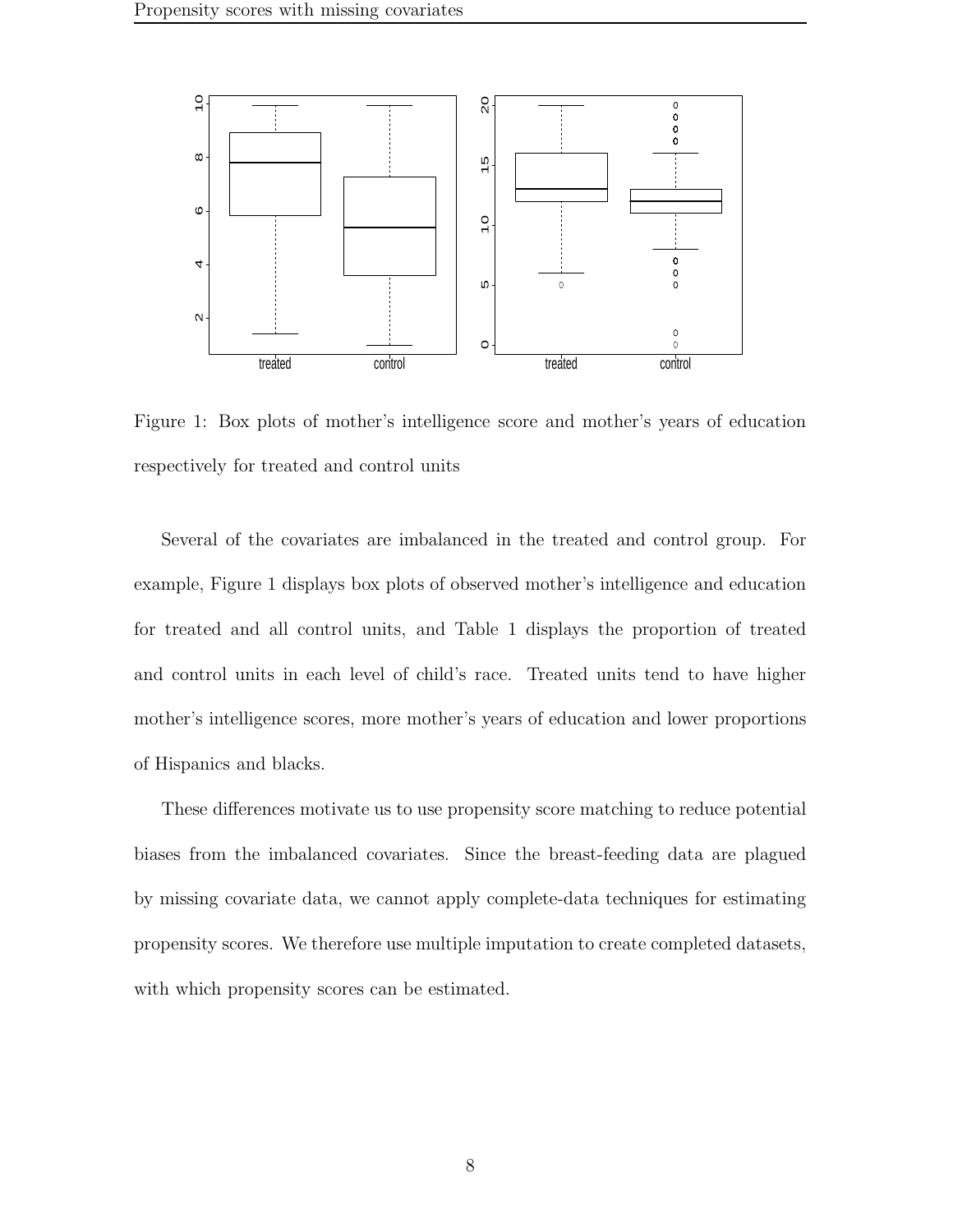Figure 1: Box plots of mother's intelligence score and mother's years of education respectively for treated and control units

Several of the covariates are imbalanced in the treated and control group. For example, Figure 1 displays box plots of observed mother's intelligence and education for treated and all control units, and Table 1 displays the proportion of treated and control units in each level of child's race. Treated units tend to have higher mother's intelligence scores, more mother's years of education and lower proportions of Hispanics and blacks.

These differences motivate us to use propensity score matching to reduce potential biases from the imbalanced covariates. Since the breast-feeding data are plagued by missing covariate data, we cannot apply complete-data techniques for estimating propensity scores. We therefore use multiple imputation to create completed datasets, with which propensity scores can be estimated.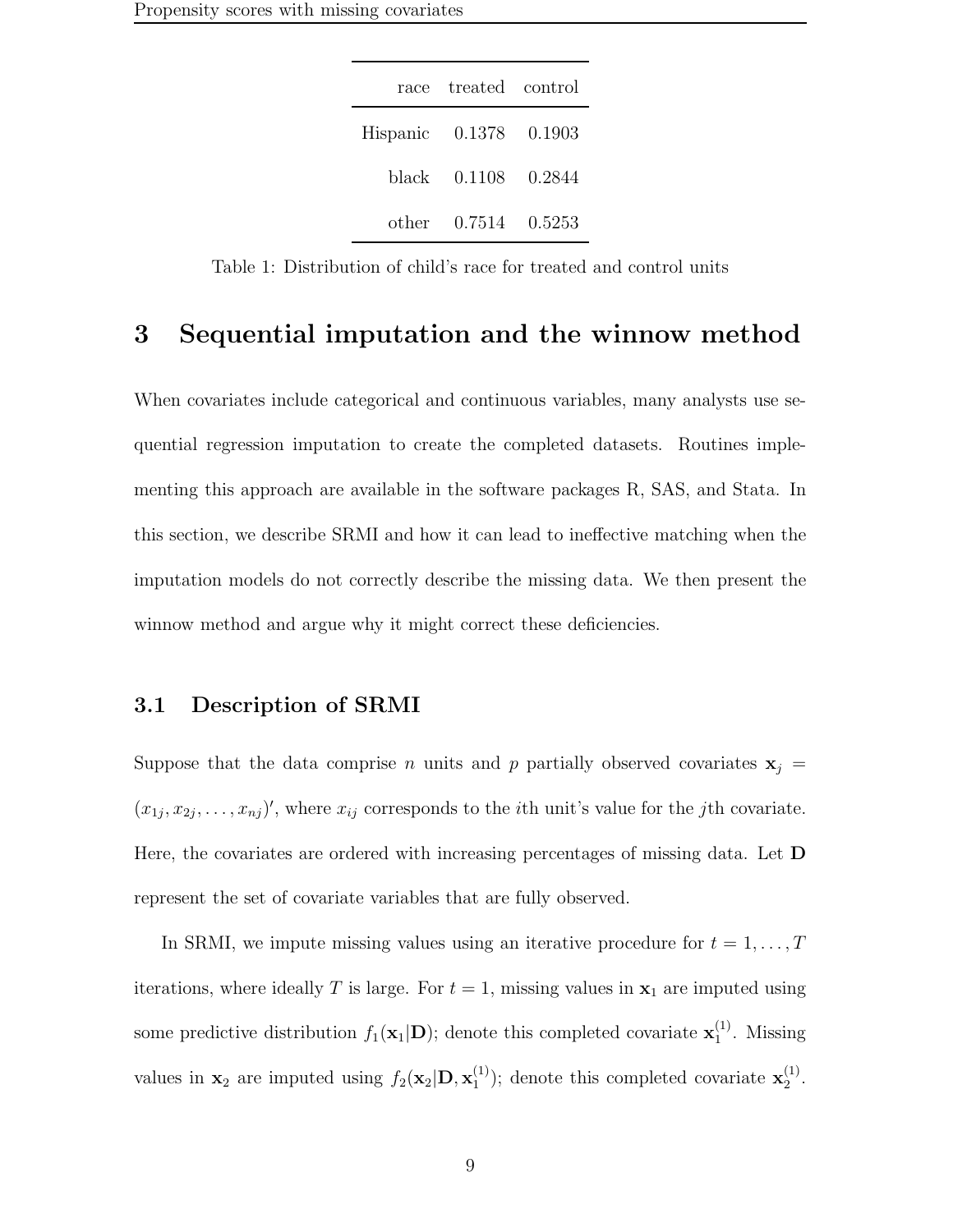| race | treated | control |
|---|---|---|
| Hispanic | 0.1378 | 0.1903 |
| black | 0.1108 | 0.2844 |
| other | 0.7514 | 0.5253 |

Table 1: Distribution of child's race for treated and control units

## 3 Sequential imputation and the winnow method

When covariates include categorical and continuous variables, many analysts use sequential regression imputation to create the completed datasets. Routines implementing this approach are available in the software packages R, SAS, and Stata. In this section, we describe SRMI and how it can lead to ineffective matching when the imputation models do not correctly describe the missing data. We then present the winnow method and argue why it might correct these deficiencies.

### 3.1 Description of SRMI

Suppose that the data comprise $n$ units and $p$ partially observed covariates $\mathbf{x}_j = (x_{1j}, x_{2j}, \ldots, x_{nj})'$, where $x_{ij}$ corresponds to the $i$th unit's value for the $j$th covariate. Here, the covariates are ordered with increasing percentages of missing data. Let $\mathbf{D}$ represent the set of covariate variables that are fully observed.

In SRMI, we impute missing values using an iterative procedure for $t = 1, \ldots, T$ iterations, where ideally $T$ is large. For $t = 1$, missing values in $\mathbf{x}_1$ are imputed using some predictive distribution $f_1(\mathbf{x}_1|\mathbf{D})$; denote this completed covariate $\mathbf{x}_1^{(1)}$. Missing values in $\mathbf{x}_2$ are imputed using $f_2(\mathbf{x}_2|\mathbf{D}, \mathbf{x}_1^{(1)})$; denote this completed covariate $\mathbf{x}_2^{(1)}$.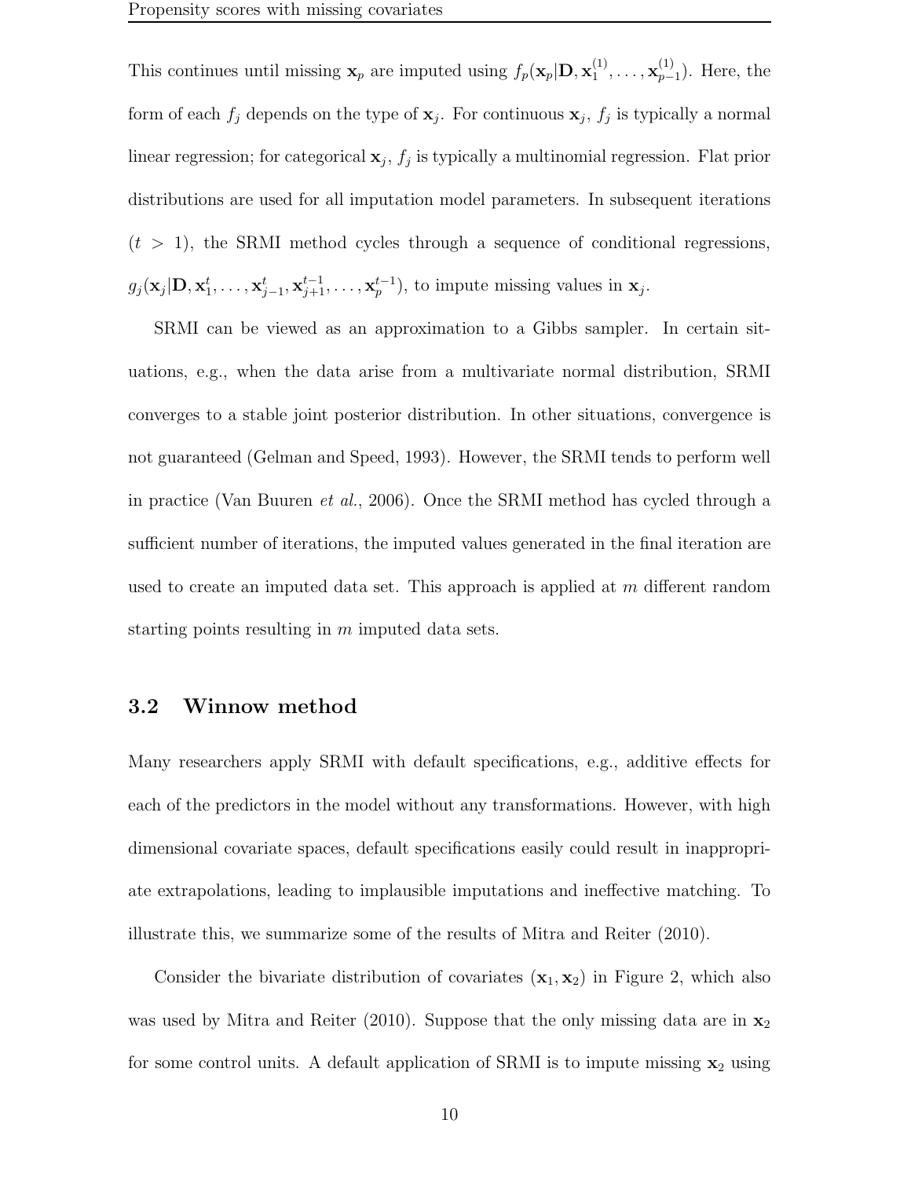This continues until missing $\mathbf{x}_p$ are imputed using $f_p(\mathbf{x}_p|\mathbf{D}, \mathbf{x}_1^{(1)}, \ldots, \mathbf{x}_{p-1}^{(1)})$. Here, the form of each $f_j$ depends on the type of $\mathbf{x}_j$. For continuous $\mathbf{x}_j$, $f_j$ is typically a normal linear regression; for categorical $\mathbf{x}_j$, $f_j$ is typically a multinomial regression. Flat prior distributions are used for all imputation model parameters. In subsequent iterations ($t > 1$), the SRMI method cycles through a sequence of conditional regressions, $g_j(\mathbf{x}_j|\mathbf{D}, \mathbf{x}_1^t, \ldots, \mathbf{x}_{j-1}^t, \mathbf{x}_{j+1}^{t-1}, \ldots, \mathbf{x}_p^{t-1})$, to impute missing values in $\mathbf{x}_j$.

SRMI can be viewed as an approximation to a Gibbs sampler. In certain situations, e.g., when the data arise from a multivariate normal distribution, SRMI converges to a stable joint posterior distribution. In other situations, convergence is not guaranteed (Gelman and Speed, 1993). However, the SRMI tends to perform well in practice (Van Buuren *et al.*, 2006). Once the SRMI method has cycled through a sufficient number of iterations, the imputed values generated in the final iteration are used to create an imputed data set. This approach is applied at $m$ different random starting points resulting in $m$ imputed data sets.

## 3.2 Winnow method

Many researchers apply SRMI with default specifications, e.g., additive effects for each of the predictors in the model without any transformations. However, with high dimensional covariate spaces, default specifications easily could result in inappropriate extrapolations, leading to implausible imputations and ineffective matching. To illustrate this, we summarize some of the results of Mitra and Reiter (2010).

Consider the bivariate distribution of covariates $(\mathbf{x}_1, \mathbf{x}_2)$ in Figure 2, which also was used by Mitra and Reiter (2010). Suppose that the only missing data are in $\mathbf{x}_2$ for some control units. A default application of SRMI is to impute missing $\mathbf{x}_2$ using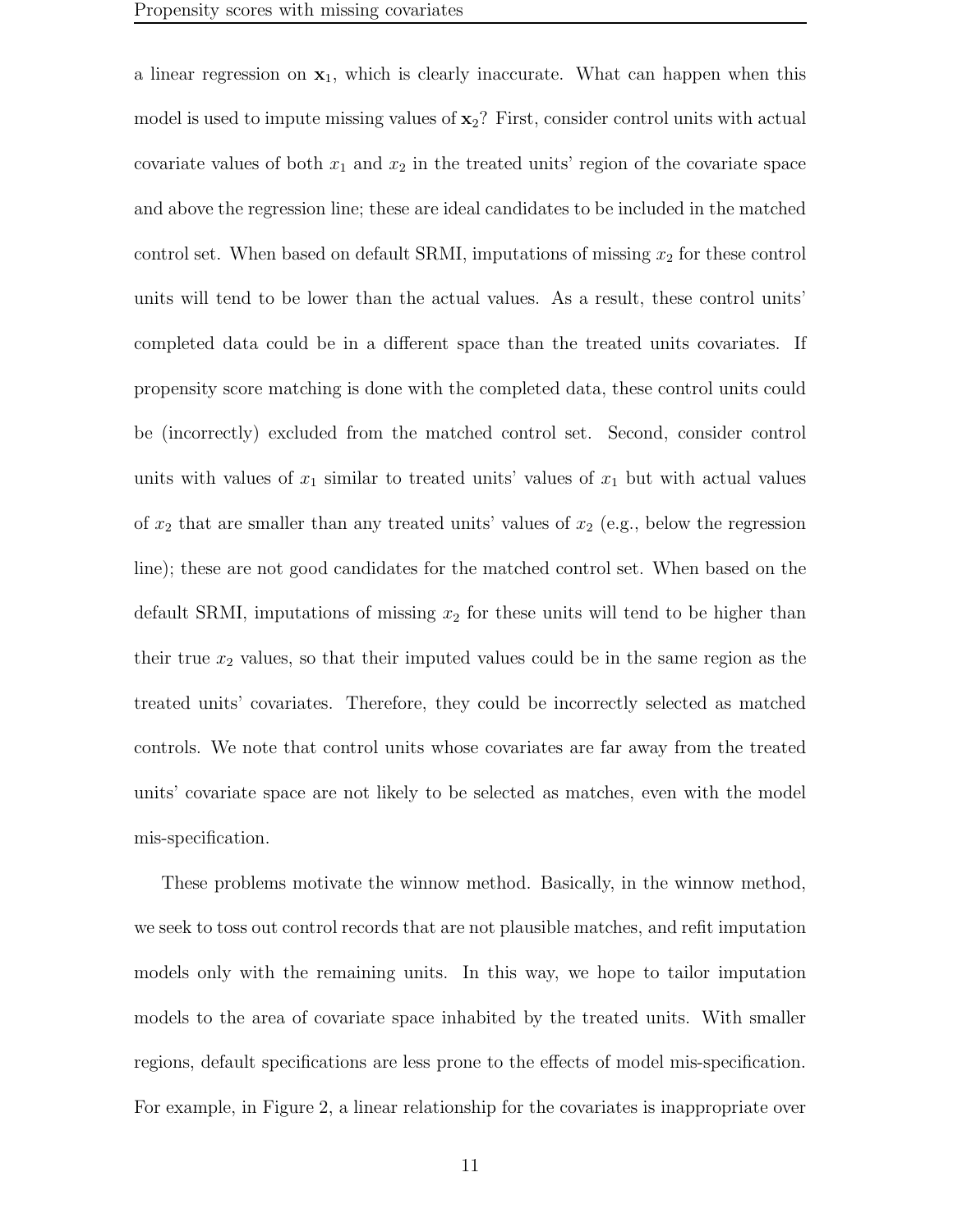a linear regression on $\mathbf{x}_1$, which is clearly inaccurate. What can happen when this model is used to impute missing values of $\mathbf{x}_2$? First, consider control units with actual covariate values of both $x_1$ and $x_2$ in the treated units' region of the covariate space and above the regression line; these are ideal candidates to be included in the matched control set. When based on default SRMI, imputations of missing $x_2$ for these control units will tend to be lower than the actual values. As a result, these control units' completed data could be in a different space than the treated units covariates. If propensity score matching is done with the completed data, these control units could be (incorrectly) excluded from the matched control set. Second, consider control units with values of $x_1$ similar to treated units' values of $x_1$ but with actual values of $x_2$ that are smaller than any treated units' values of $x_2$ (e.g., below the regression line); these are not good candidates for the matched control set. When based on the default SRMI, imputations of missing $x_2$ for these units will tend to be higher than their true $x_2$ values, so that their imputed values could be in the same region as the treated units' covariates. Therefore, they could be incorrectly selected as matched controls. We note that control units whose covariates are far away from the treated units' covariate space are not likely to be selected as matches, even with the model mis-specification.

These problems motivate the winnow method. Basically, in the winnow method, we seek to toss out control records that are not plausible matches, and refit imputation models only with the remaining units. In this way, we hope to tailor imputation models to the area of covariate space inhabited by the treated units. With smaller regions, default specifications are less prone to the effects of model mis-specification. For example, in Figure 2, a linear relationship for the covariates is inappropriate over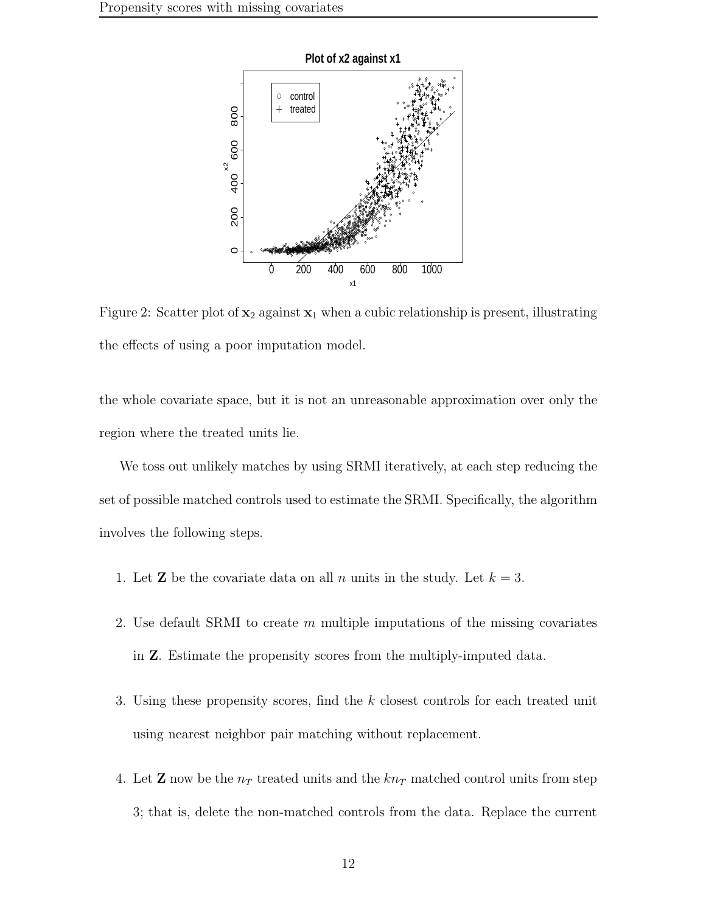Figure 2: Scatter plot of $\mathbf{x}_2$ against $\mathbf{x}_1$ when a cubic relationship is present, illustrating the effects of using a poor imputation model.

the whole covariate space, but it is not an unreasonable approximation over only the region where the treated units lie.

We toss out unlikely matches by using SRMI iteratively, at each step reducing the set of possible matched controls used to estimate the SRMI. Specifically, the algorithm involves the following steps.

1. Let $\mathbf{Z}$ be the covariate data on all $n$ units in the study. Let $k = 3$.

2. Use default SRMI to create $m$ multiple imputations of the missing covariates in $\mathbf{Z}$. Estimate the propensity scores from the multiply-imputed data.

3. Using these propensity scores, find the $k$ closest controls for each treated unit using nearest neighbor pair matching without replacement.

4. Let $\mathbf{Z}$ now be the $n_T$ treated units and the $kn_T$ matched control units from step 3; that is, delete the non-matched controls from the data. Replace the current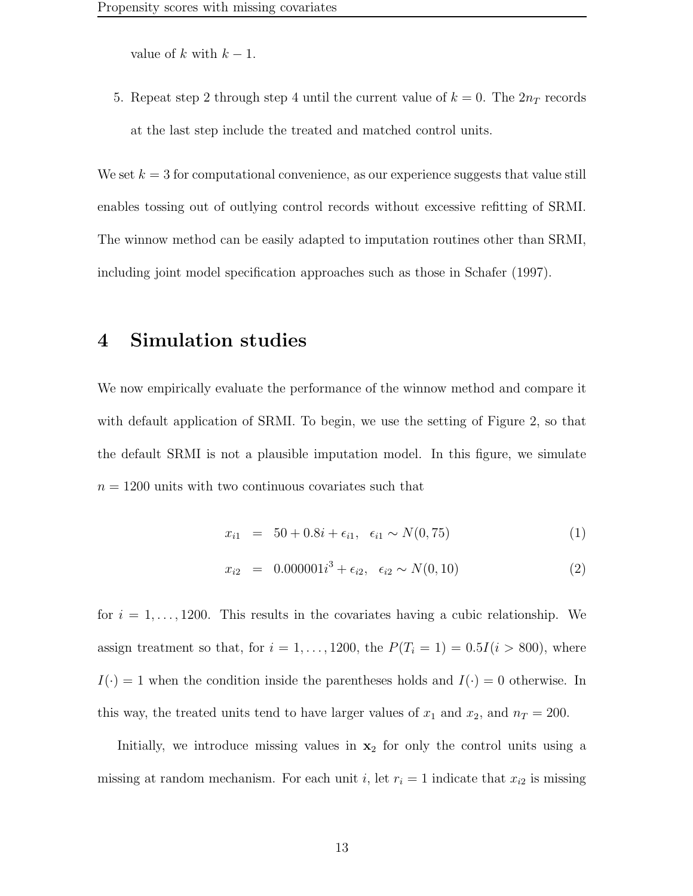value of $k$ with $k - 1$.

5. Repeat step 2 through step 4 until the current value of $k = 0$. The $2n_T$ records at the last step include the treated and matched control units.

We set $k = 3$ for computational convenience, as our experience suggests that value still enables tossing out of outlying control records without excessive refitting of SRMI. The winnow method can be easily adapted to imputation routines other than SRMI, including joint model specification approaches such as those in Schafer (1997).

# 4 Simulation studies

We now empirically evaluate the performance of the winnow method and compare it with default application of SRMI. To begin, we use the setting of Figure 2, so that the default SRMI is not a plausible imputation model. In this figure, we simulate $n = 1200$ units with two continuous covariates such that

$$x_{i1} = 50 + 0.8i + \epsilon_{i1}, \quad \epsilon_{i1} \sim N(0, 75) \tag{1}$$

$$x_{i2} = 0.000001i^3 + \epsilon_{i2}, \quad \epsilon_{i2} \sim N(0, 10) \tag{2}$$

for $i = 1, \ldots, 1200$. This results in the covariates having a cubic relationship. We assign treatment so that, for $i = 1, \ldots, 1200$, the $P(T_i = 1) = 0.5I(i > 800)$, where $I(\cdot) = 1$ when the condition inside the parentheses holds and $I(\cdot) = 0$ otherwise. In this way, the treated units tend to have larger values of $x_1$ and $x_2$, and $n_T = 200$.

Initially, we introduce missing values in $\mathbf{x}_2$ for only the control units using a missing at random mechanism. For each unit $i$, let $r_i = 1$ indicate that $x_{i2}$ is missing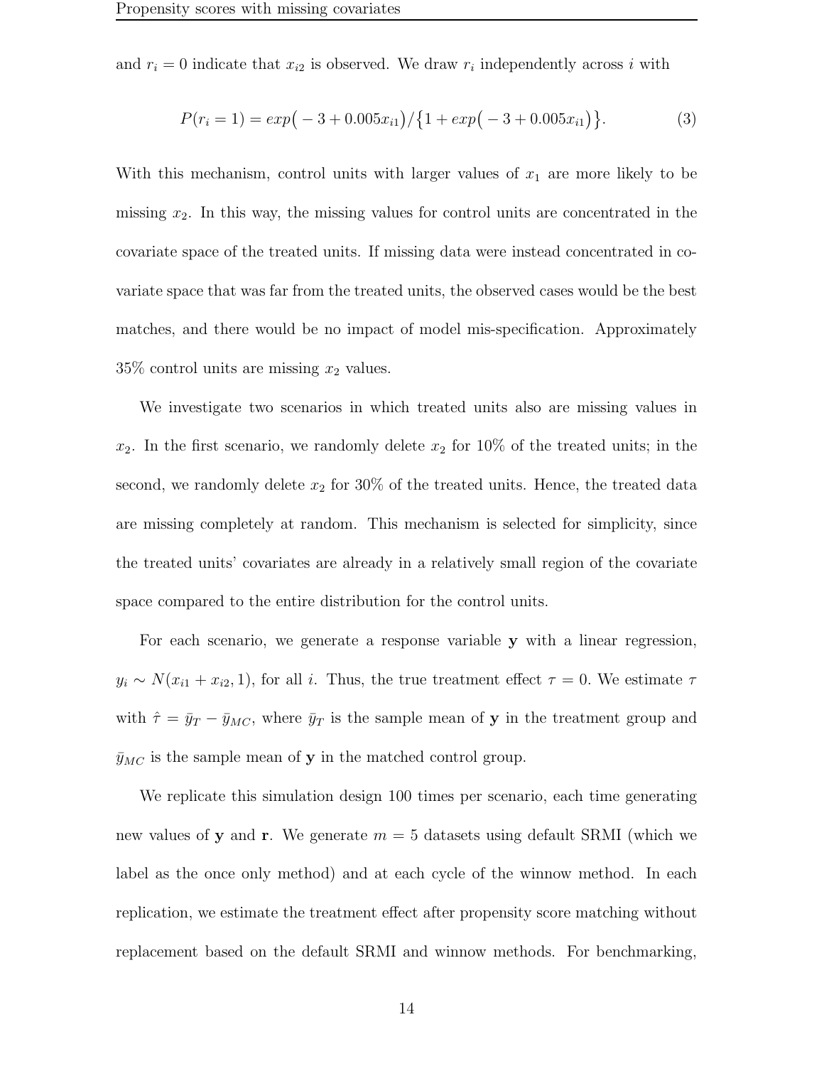and $r_i = 0$ indicate that $x_{i2}$ is observed. We draw $r_i$ independently across $i$ with

$$P(r_i = 1) = exp\big(-3 + 0.005x_{i1}\big)/\big\{1 + exp\big(-3 + 0.005x_{i1}\big)\big\}. \tag{3}$$

With this mechanism, control units with larger values of $x_1$ are more likely to be missing $x_2$. In this way, the missing values for control units are concentrated in the covariate space of the treated units. If missing data were instead concentrated in covariate space that was far from the treated units, the observed cases would be the best matches, and there would be no impact of model mis-specification. Approximately 35% control units are missing $x_2$ values.

We investigate two scenarios in which treated units also are missing values in $x_2$. In the first scenario, we randomly delete $x_2$ for 10% of the treated units; in the second, we randomly delete $x_2$ for 30% of the treated units. Hence, the treated data are missing completely at random. This mechanism is selected for simplicity, since the treated units' covariates are already in a relatively small region of the covariate space compared to the entire distribution for the control units.

For each scenario, we generate a response variable $\mathbf{y}$ with a linear regression, $y_i \sim N(x_{i1} + x_{i2}, 1)$, for all $i$. Thus, the true treatment effect $\tau = 0$. We estimate $\tau$ with $\hat{\tau} = \bar{y}_T - \bar{y}_{MC}$, where $\bar{y}_T$ is the sample mean of $\mathbf{y}$ in the treatment group and $\bar{y}_{MC}$ is the sample mean of $\mathbf{y}$ in the matched control group.

We replicate this simulation design 100 times per scenario, each time generating new values of $\mathbf{y}$ and $\mathbf{r}$. We generate $m = 5$ datasets using default SRMI (which we label as the once only method) and at each cycle of the winnow method. In each replication, we estimate the treatment effect after propensity score matching without replacement based on the default SRMI and winnow methods. For benchmarking,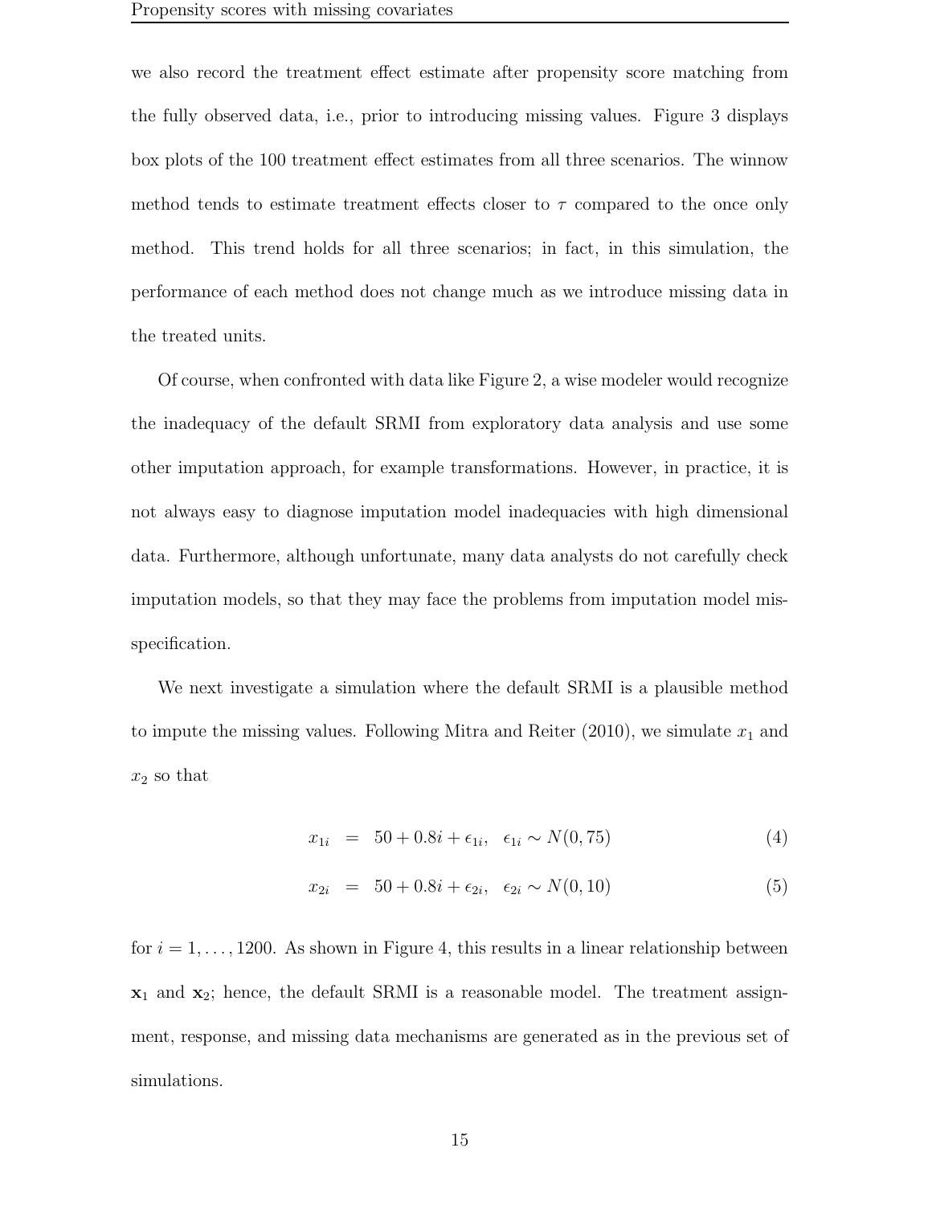we also record the treatment effect estimate after propensity score matching from the fully observed data, i.e., prior to introducing missing values. Figure 3 displays box plots of the 100 treatment effect estimates from all three scenarios. The winnow method tends to estimate treatment effects closer to $\tau$ compared to the once only method. This trend holds for all three scenarios; in fact, in this simulation, the performance of each method does not change much as we introduce missing data in the treated units.

Of course, when confronted with data like Figure 2, a wise modeler would recognize the inadequacy of the default SRMI from exploratory data analysis and use some other imputation approach, for example transformations. However, in practice, it is not always easy to diagnose imputation model inadequacies with high dimensional data. Furthermore, although unfortunate, many data analysts do not carefully check imputation models, so that they may face the problems from imputation model misspecification.

We next investigate a simulation where the default SRMI is a plausible method to impute the missing values. Following Mitra and Reiter (2010), we simulate $x_1$ and $x_2$ so that

$$x_{1i} = 50 + 0.8i + \epsilon_{1i}, \quad \epsilon_{1i} \sim N(0, 75) \tag{4}$$

$$x_{2i} = 50 + 0.8i + \epsilon_{2i}, \quad \epsilon_{2i} \sim N(0, 10) \tag{5}$$

for $i = 1, \ldots, 1200$. As shown in Figure 4, this results in a linear relationship between $\mathbf{x}_1$ and $\mathbf{x}_2$; hence, the default SRMI is a reasonable model. The treatment assignment, response, and missing data mechanisms are generated as in the previous set of simulations.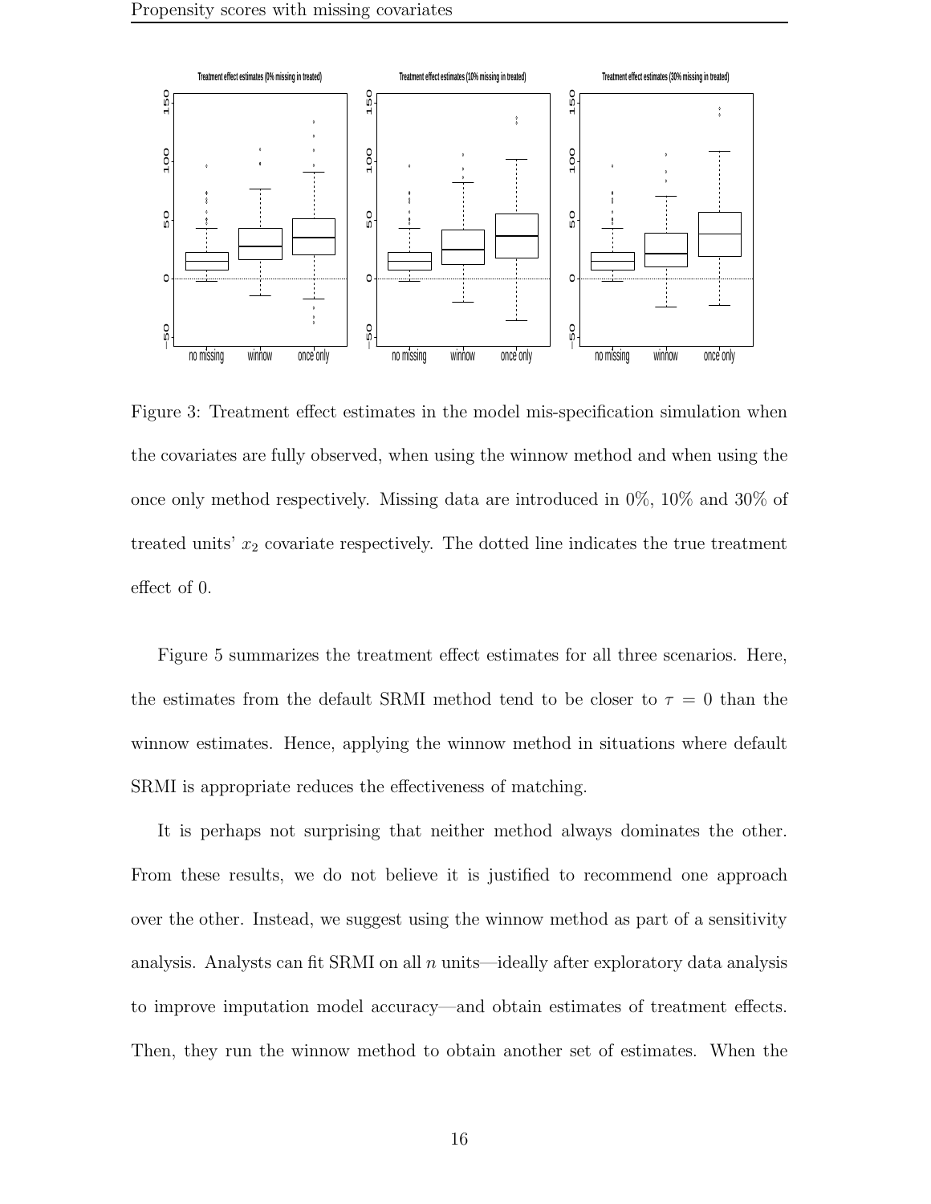Figure 3: Treatment effect estimates in the model mis-specification simulation when the covariates are fully observed, when using the winnow method and when using the once only method respectively. Missing data are introduced in 0%, 10% and 30% of treated units' $x_2$ covariate respectively. The dotted line indicates the true treatment effect of 0.

Figure 5 summarizes the treatment effect estimates for all three scenarios. Here, the estimates from the default SRMI method tend to be closer to $\tau = 0$ than the winnow estimates. Hence, applying the winnow method in situations where default SRMI is appropriate reduces the effectiveness of matching.

It is perhaps not surprising that neither method always dominates the other. From these results, we do not believe it is justified to recommend one approach over the other. Instead, we suggest using the winnow method as part of a sensitivity analysis. Analysts can fit SRMI on all $n$ units—ideally after exploratory data analysis to improve imputation model accuracy—and obtain estimates of treatment effects. Then, they run the winnow method to obtain another set of estimates. When the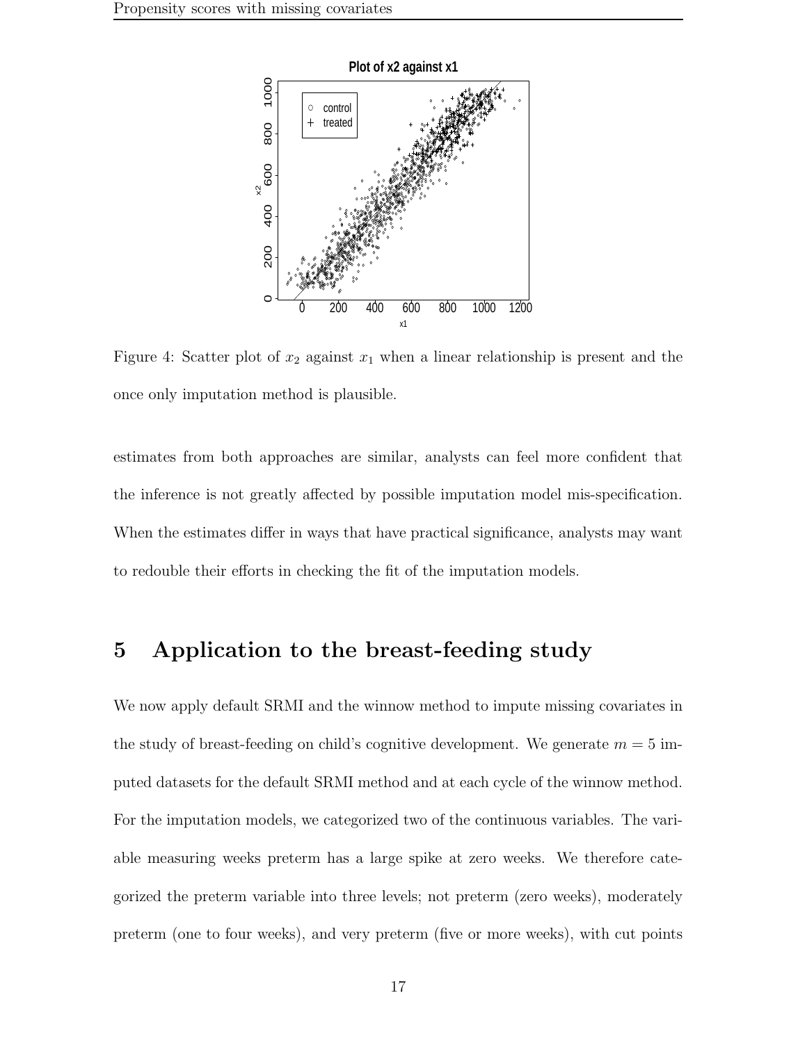Figure 4: Scatter plot of $x_2$ against $x_1$ when a linear relationship is present and the once only imputation method is plausible.

estimates from both approaches are similar, analysts can feel more confident that the inference is not greatly affected by possible imputation model mis-specification. When the estimates differ in ways that have practical significance, analysts may want to redouble their efforts in checking the fit of the imputation models.

# 5 Application to the breast-feeding study

We now apply default SRMI and the winnow method to impute missing covariates in the study of breast-feeding on child's cognitive development. We generate $m = 5$ imputed datasets for the default SRMI method and at each cycle of the winnow method. For the imputation models, we categorized two of the continuous variables. The variable measuring weeks preterm has a large spike at zero weeks. We therefore categorized the preterm variable into three levels; not preterm (zero weeks), moderately preterm (one to four weeks), and very preterm (five or more weeks), with cut points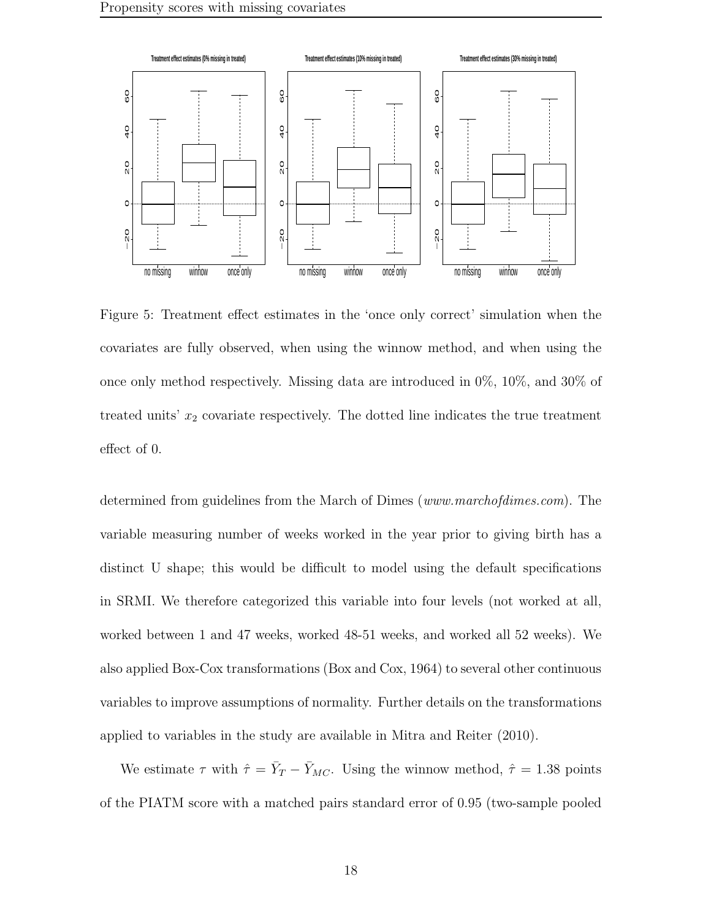Figure 5: Treatment effect estimates in the 'once only correct' simulation when the covariates are fully observed, when using the winnow method, and when using the once only method respectively. Missing data are introduced in 0%, 10%, and 30% of treated units' $x_2$ covariate respectively. The dotted line indicates the true treatment effect of 0.

determined from guidelines from the March of Dimes (*www.marchofdimes.com*). The variable measuring number of weeks worked in the year prior to giving birth has a distinct U shape; this would be difficult to model using the default specifications in SRMI. We therefore categorized this variable into four levels (not worked at all, worked between 1 and 47 weeks, worked 48-51 weeks, and worked all 52 weeks). We also applied Box-Cox transformations (Box and Cox, 1964) to several other continuous variables to improve assumptions of normality. Further details on the transformations applied to variables in the study are available in Mitra and Reiter (2010).

We estimate $\tau$ with $\hat{\tau} = \bar{Y}_T - \bar{Y}_{MC}$. Using the winnow method, $\hat{\tau} = 1.38$ points of the PIATM score with a matched pairs standard error of 0.95 (two-sample pooled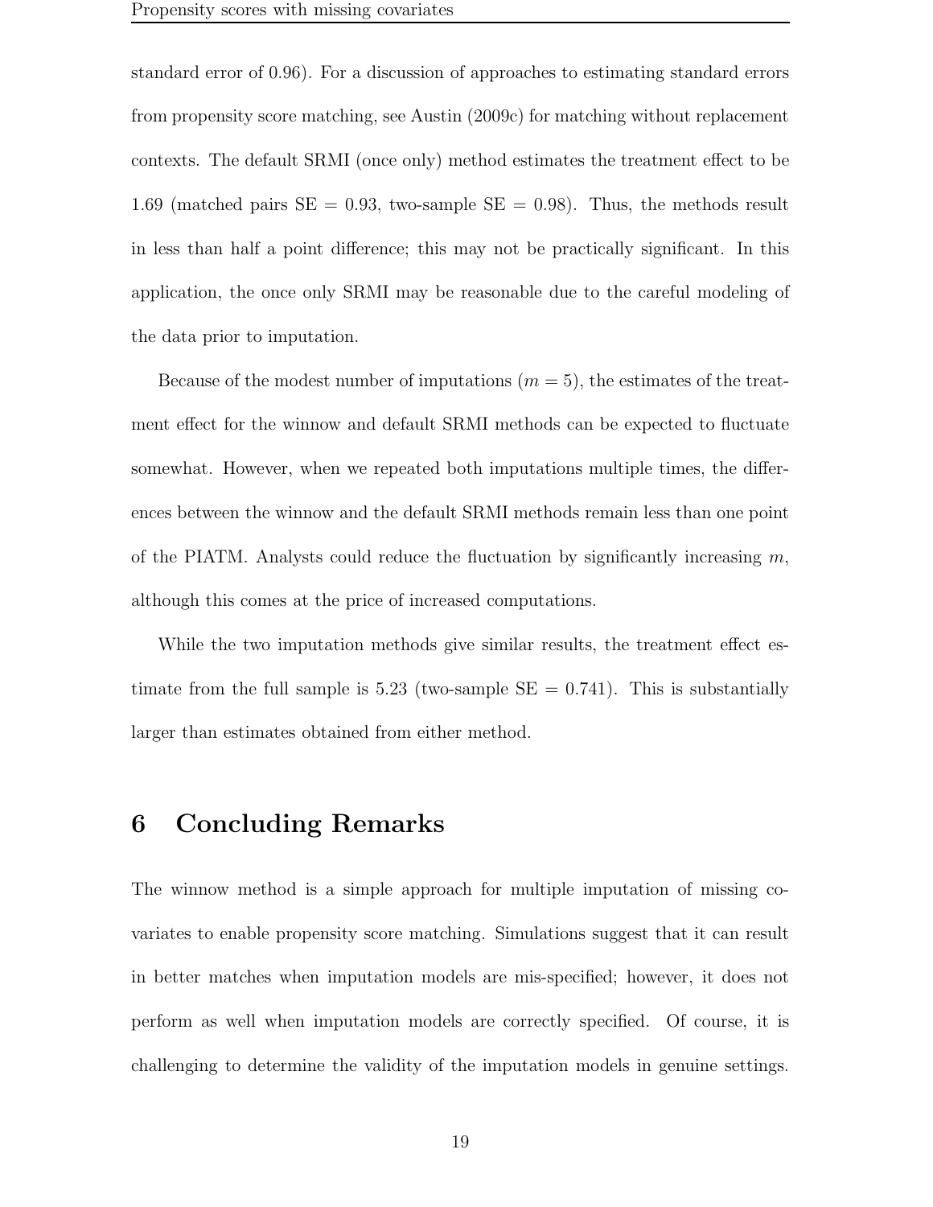standard error of 0.96). For a discussion of approaches to estimating standard errors from propensity score matching, see Austin (2009c) for matching without replacement contexts. The default SRMI (once only) method estimates the treatment effect to be 1.69 (matched pairs SE = 0.93, two-sample SE = 0.98). Thus, the methods result in less than half a point difference; this may not be practically significant. In this application, the once only SRMI may be reasonable due to the careful modeling of the data prior to imputation.

Because of the modest number of imputations ($m = 5$), the estimates of the treatment effect for the winnow and default SRMI methods can be expected to fluctuate somewhat. However, when we repeated both imputations multiple times, the differences between the winnow and the default SRMI methods remain less than one point of the PIATM. Analysts could reduce the fluctuation by significantly increasing $m$, although this comes at the price of increased computations.

While the two imputation methods give similar results, the treatment effect estimate from the full sample is 5.23 (two-sample SE = 0.741). This is substantially larger than estimates obtained from either method.

# 6 Concluding Remarks

The winnow method is a simple approach for multiple imputation of missing covariates to enable propensity score matching. Simulations suggest that it can result in better matches when imputation models are mis-specified; however, it does not perform as well when imputation models are correctly specified. Of course, it is challenging to determine the validity of the imputation models in genuine settings.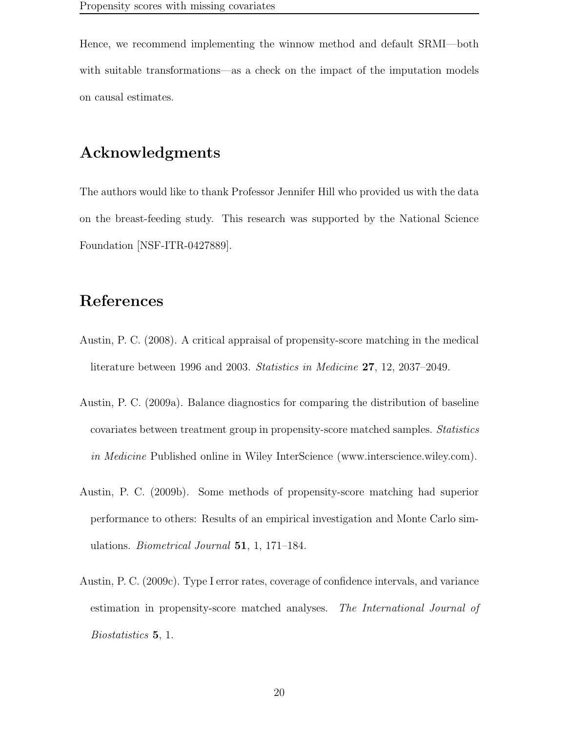Hence, we recommend implementing the winnow method and default SRMI—both with suitable transformations—as a check on the impact of the imputation models on causal estimates.

## Acknowledgments

The authors would like to thank Professor Jennifer Hill who provided us with the data on the breast-feeding study. This research was supported by the National Science Foundation [NSF-ITR-0427889].

## References

Austin, P. C. (2008). A critical appraisal of propensity-score matching in the medical literature between 1996 and 2003. *Statistics in Medicine* **27**, 12, 2037–2049.

Austin, P. C. (2009a). Balance diagnostics for comparing the distribution of baseline covariates between treatment group in propensity-score matched samples. *Statistics in Medicine* Published online in Wiley InterScience (www.interscience.wiley.com).

Austin, P. C. (2009b). Some methods of propensity-score matching had superior performance to others: Results of an empirical investigation and Monte Carlo simulations. *Biometrical Journal* **51**, 1, 171–184.

Austin, P. C. (2009c). Type I error rates, coverage of confidence intervals, and variance estimation in propensity-score matched analyses. *The International Journal of Biostatistics* **5**, 1.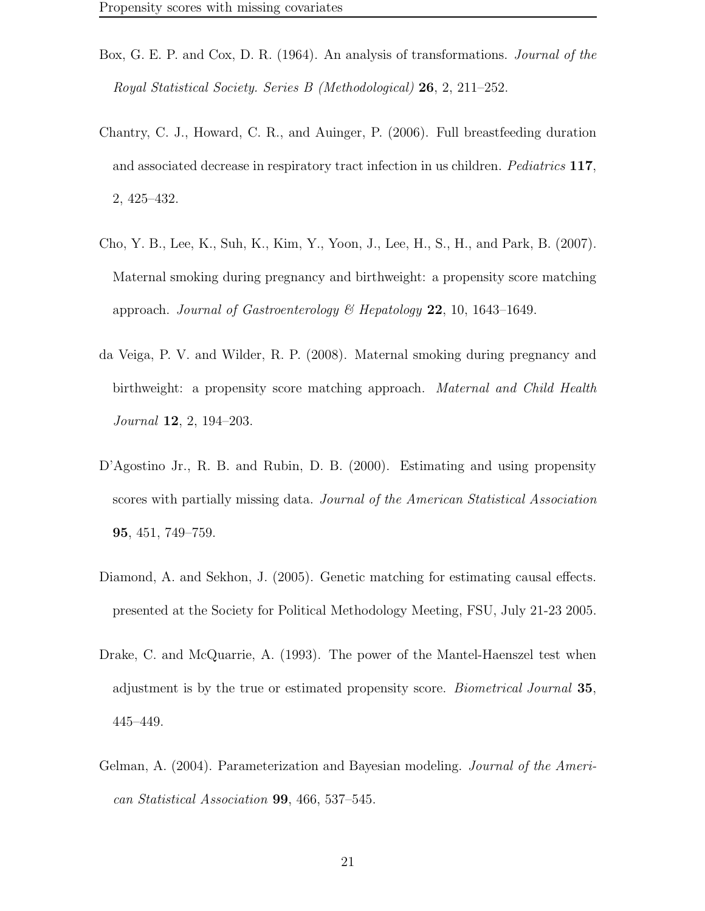Box, G. E. P. and Cox, D. R. (1964). An analysis of transformations. *Journal of the Royal Statistical Society. Series B (Methodological)* **26**, 2, 211–252.

Chantry, C. J., Howard, C. R., and Auinger, P. (2006). Full breastfeeding duration and associated decrease in respiratory tract infection in us children. *Pediatrics* **117**, 2, 425–432.

Cho, Y. B., Lee, K., Suh, K., Kim, Y., Yoon, J., Lee, H., S., H., and Park, B. (2007). Maternal smoking during pregnancy and birthweight: a propensity score matching approach. *Journal of Gastroenterology & Hepatology* **22**, 10, 1643–1649.

da Veiga, P. V. and Wilder, R. P. (2008). Maternal smoking during pregnancy and birthweight: a propensity score matching approach. *Maternal and Child Health Journal* **12**, 2, 194–203.

D'Agostino Jr., R. B. and Rubin, D. B. (2000). Estimating and using propensity scores with partially missing data. *Journal of the American Statistical Association* **95**, 451, 749–759.

Diamond, A. and Sekhon, J. (2005). Genetic matching for estimating causal effects. presented at the Society for Political Methodology Meeting, FSU, July 21-23 2005.

Drake, C. and McQuarrie, A. (1993). The power of the Mantel-Haenszel test when adjustment is by the true or estimated propensity score. *Biometrical Journal* **35**, 445–449.

Gelman, A. (2004). Parameterization and Bayesian modeling. *Journal of the American Statistical Association* **99**, 466, 537–545.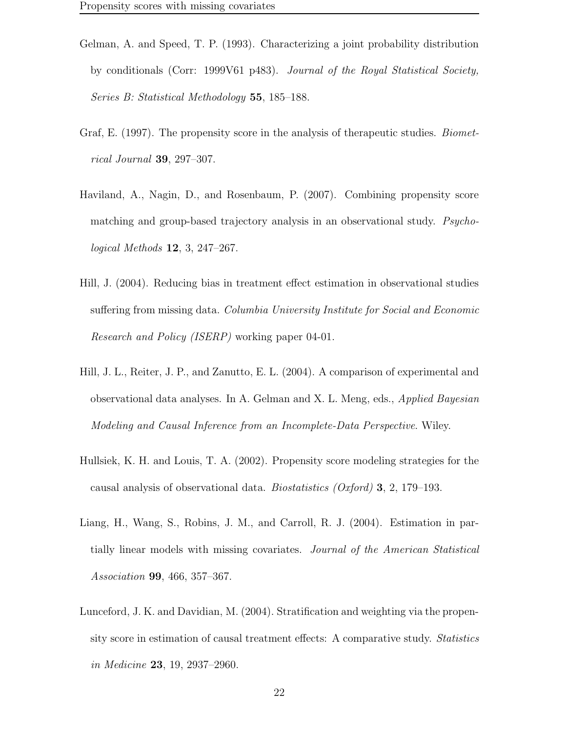Gelman, A. and Speed, T. P. (1993). Characterizing a joint probability distribution by conditionals (Corr: 1999V61 p483). *Journal of the Royal Statistical Society, Series B: Statistical Methodology* **55**, 185–188.

Graf, E. (1997). The propensity score in the analysis of therapeutic studies. *Biometrical Journal* **39**, 297–307.

Haviland, A., Nagin, D., and Rosenbaum, P. (2007). Combining propensity score matching and group-based trajectory analysis in an observational study. *Psychological Methods* **12**, 3, 247–267.

Hill, J. (2004). Reducing bias in treatment effect estimation in observational studies suffering from missing data. *Columbia University Institute for Social and Economic Research and Policy (ISERP)* working paper 04-01.

Hill, J. L., Reiter, J. P., and Zanutto, E. L. (2004). A comparison of experimental and observational data analyses. In A. Gelman and X. L. Meng, eds., *Applied Bayesian Modeling and Causal Inference from an Incomplete-Data Perspective*. Wiley.

Hullsiek, K. H. and Louis, T. A. (2002). Propensity score modeling strategies for the causal analysis of observational data. *Biostatistics (Oxford)* **3**, 2, 179–193.

Liang, H., Wang, S., Robins, J. M., and Carroll, R. J. (2004). Estimation in partially linear models with missing covariates. *Journal of the American Statistical Association* **99**, 466, 357–367.

Lunceford, J. K. and Davidian, M. (2004). Stratification and weighting via the propensity score in estimation of causal treatment effects: A comparative study. *Statistics in Medicine* **23**, 19, 2937–2960.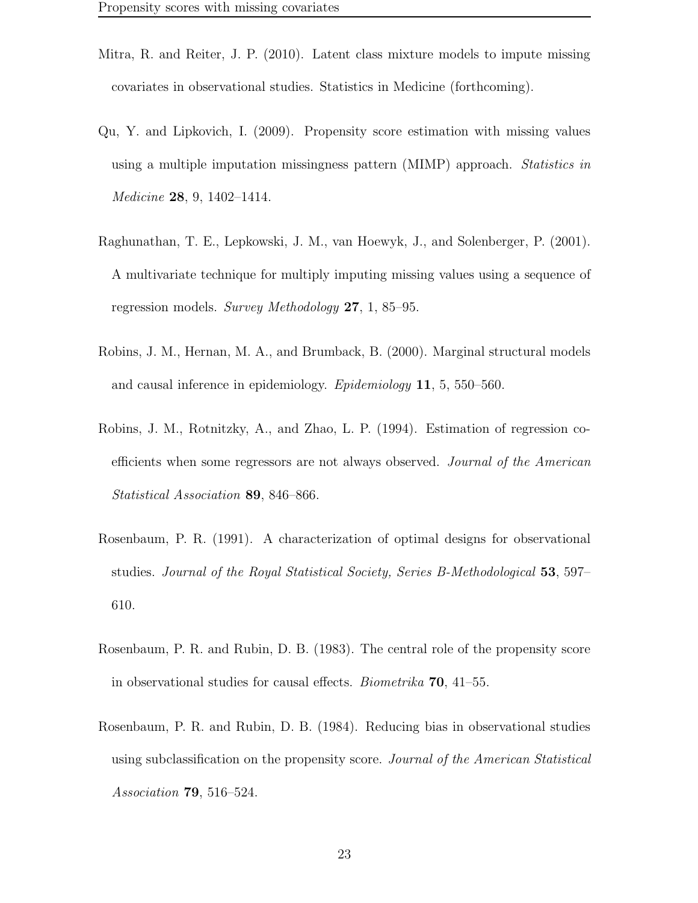Mitra, R. and Reiter, J. P. (2010). Latent class mixture models to impute missing covariates in observational studies. Statistics in Medicine (forthcoming).

Qu, Y. and Lipkovich, I. (2009). Propensity score estimation with missing values using a multiple imputation missingness pattern (MIMP) approach. *Statistics in Medicine* **28**, 9, 1402–1414.

Raghunathan, T. E., Lepkowski, J. M., van Hoewyk, J., and Solenberger, P. (2001). A multivariate technique for multiply imputing missing values using a sequence of regression models. *Survey Methodology* **27**, 1, 85–95.

Robins, J. M., Hernan, M. A., and Brumback, B. (2000). Marginal structural models and causal inference in epidemiology. *Epidemiology* **11**, 5, 550–560.

Robins, J. M., Rotnitzky, A., and Zhao, L. P. (1994). Estimation of regression coefficients when some regressors are not always observed. *Journal of the American Statistical Association* **89**, 846–866.

Rosenbaum, P. R. (1991). A characterization of optimal designs for observational studies. *Journal of the Royal Statistical Society, Series B-Methodological* **53**, 597–610.

Rosenbaum, P. R. and Rubin, D. B. (1983). The central role of the propensity score in observational studies for causal effects. *Biometrika* **70**, 41–55.

Rosenbaum, P. R. and Rubin, D. B. (1984). Reducing bias in observational studies using subclassification on the propensity score. *Journal of the American Statistical Association* **79**, 516–524.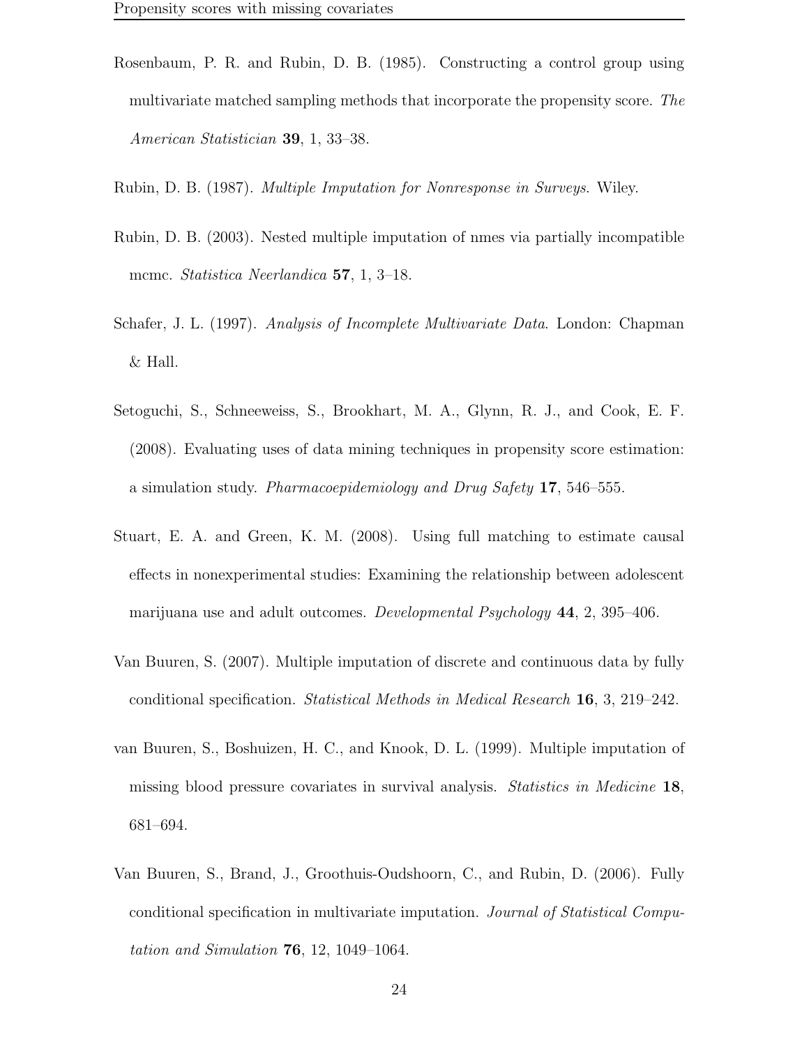Rosenbaum, P. R. and Rubin, D. B. (1985). Constructing a control group using multivariate matched sampling methods that incorporate the propensity score. *The American Statistician* **39**, 1, 33–38.

Rubin, D. B. (1987). *Multiple Imputation for Nonresponse in Surveys*. Wiley.

Rubin, D. B. (2003). Nested multiple imputation of nmes via partially incompatible mcmc. *Statistica Neerlandica* **57**, 1, 3–18.

Schafer, J. L. (1997). *Analysis of Incomplete Multivariate Data*. London: Chapman & Hall.

Setoguchi, S., Schneeweiss, S., Brookhart, M. A., Glynn, R. J., and Cook, E. F. (2008). Evaluating uses of data mining techniques in propensity score estimation: a simulation study. *Pharmacoepidemiology and Drug Safety* **17**, 546–555.

Stuart, E. A. and Green, K. M. (2008). Using full matching to estimate causal effects in nonexperimental studies: Examining the relationship between adolescent marijuana use and adult outcomes. *Developmental Psychology* **44**, 2, 395–406.

Van Buuren, S. (2007). Multiple imputation of discrete and continuous data by fully conditional specification. *Statistical Methods in Medical Research* **16**, 3, 219–242.

van Buuren, S., Boshuizen, H. C., and Knook, D. L. (1999). Multiple imputation of missing blood pressure covariates in survival analysis. *Statistics in Medicine* **18**, 681–694.

Van Buuren, S., Brand, J., Groothuis-Oudshoorn, C., and Rubin, D. (2006). Fully conditional specification in multivariate imputation. *Journal of Statistical Computation and Simulation* **76**, 12, 1049–1064.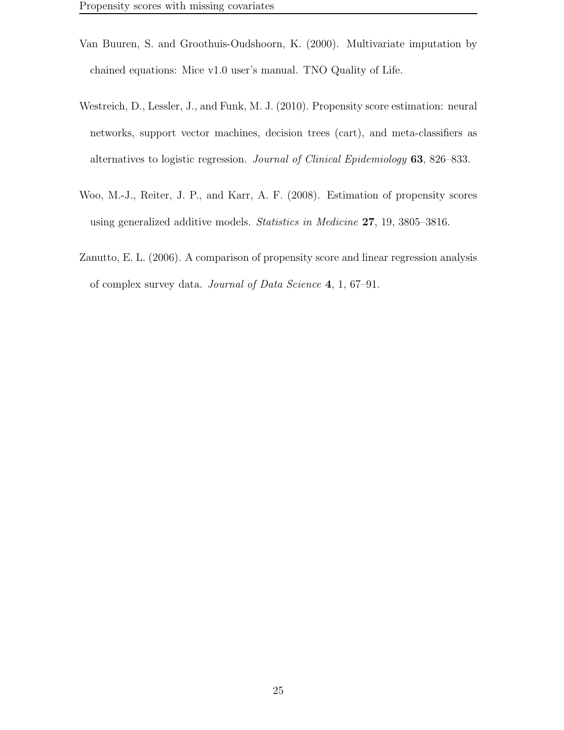Van Buuren, S. and Groothuis-Oudshoorn, K. (2000). Multivariate imputation by chained equations: Mice v1.0 user's manual. TNO Quality of Life.

Westreich, D., Lessler, J., and Funk, M. J. (2010). Propensity score estimation: neural networks, support vector machines, decision trees (cart), and meta-classifiers as alternatives to logistic regression. *Journal of Clinical Epidemiology* **63**, 826–833.

Woo, M.-J., Reiter, J. P., and Karr, A. F. (2008). Estimation of propensity scores using generalized additive models. *Statistics in Medicine* **27**, 19, 3805–3816.

Zanutto, E. L. (2006). A comparison of propensity score and linear regression analysis of complex survey data. *Journal of Data Science* **4**, 1, 67–91.